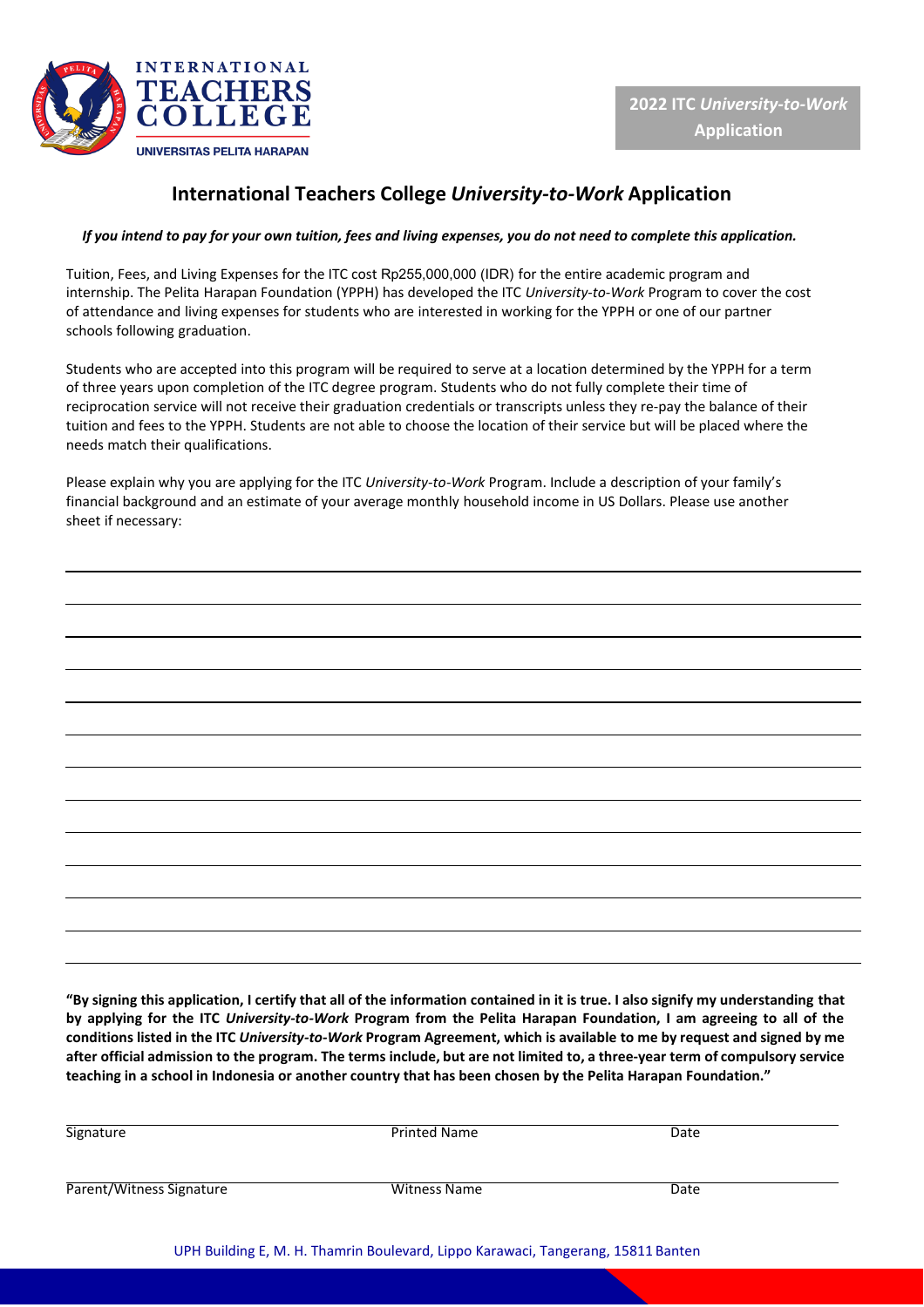INTERNATIONAL TEACHERS COLLEGE
UNIVERSITAS PELITA HARAPAN

**2022 ITC *University-to-Work* Application**

## International Teachers College *University-to-Work* Application

***If you intend to pay for your own tuition, fees and living expenses, you do not need to complete this application.***

Tuition, Fees, and Living Expenses for the ITC cost Rp255,000,000 (IDR) for the entire academic program and internship. The Pelita Harapan Foundation (YPPH) has developed the ITC *University-to-Work* Program to cover the cost of attendance and living expenses for students who are interested in working for the YPPH or one of our partner schools following graduation.

Students who are accepted into this program will be required to serve at a location determined by the YPPH for a term of three years upon completion of the ITC degree program. Students who do not fully complete their time of reciprocation service will not receive their graduation credentials or transcripts unless they re-pay the balance of their tuition and fees to the YPPH. Students are not able to choose the location of their service but will be placed where the needs match their qualifications.

Please explain why you are applying for the ITC *University-to-Work* Program. Include a description of your family's financial background and an estimate of your average monthly household income in US Dollars. Please use another sheet if necessary:

\_\_\_\_\_\_\_\_\_\_\_\_\_\_\_\_\_\_\_\_\_\_\_\_\_\_\_\_\_\_\_\_\_\_\_\_\_\_\_\_\_\_\_\_\_\_\_\_\_\_\_\_\_\_\_\_\_\_\_\_\_\_\_\_\_\_\_\_\_\_\_\_\_\_\_\_\_\_

\_\_\_\_\_\_\_\_\_\_\_\_\_\_\_\_\_\_\_\_\_\_\_\_\_\_\_\_\_\_\_\_\_\_\_\_\_\_\_\_\_\_\_\_\_\_\_\_\_\_\_\_\_\_\_\_\_\_\_\_\_\_\_\_\_\_\_\_\_\_\_\_\_\_\_\_\_\_

\_\_\_\_\_\_\_\_\_\_\_\_\_\_\_\_\_\_\_\_\_\_\_\_\_\_\_\_\_\_\_\_\_\_\_\_\_\_\_\_\_\_\_\_\_\_\_\_\_\_\_\_\_\_\_\_\_\_\_\_\_\_\_\_\_\_\_\_\_\_\_\_\_\_\_\_\_\_

\_\_\_\_\_\_\_\_\_\_\_\_\_\_\_\_\_\_\_\_\_\_\_\_\_\_\_\_\_\_\_\_\_\_\_\_\_\_\_\_\_\_\_\_\_\_\_\_\_\_\_\_\_\_\_\_\_\_\_\_\_\_\_\_\_\_\_\_\_\_\_\_\_\_\_\_\_\_

\_\_\_\_\_\_\_\_\_\_\_\_\_\_\_\_\_\_\_\_\_\_\_\_\_\_\_\_\_\_\_\_\_\_\_\_\_\_\_\_\_\_\_\_\_\_\_\_\_\_\_\_\_\_\_\_\_\_\_\_\_\_\_\_\_\_\_\_\_\_\_\_\_\_\_\_\_\_

\_\_\_\_\_\_\_\_\_\_\_\_\_\_\_\_\_\_\_\_\_\_\_\_\_\_\_\_\_\_\_\_\_\_\_\_\_\_\_\_\_\_\_\_\_\_\_\_\_\_\_\_\_\_\_\_\_\_\_\_\_\_\_\_\_\_\_\_\_\_\_\_\_\_\_\_\_\_

\_\_\_\_\_\_\_\_\_\_\_\_\_\_\_\_\_\_\_\_\_\_\_\_\_\_\_\_\_\_\_\_\_\_\_\_\_\_\_\_\_\_\_\_\_\_\_\_\_\_\_\_\_\_\_\_\_\_\_\_\_\_\_\_\_\_\_\_\_\_\_\_\_\_\_\_\_\_

\_\_\_\_\_\_\_\_\_\_\_\_\_\_\_\_\_\_\_\_\_\_\_\_\_\_\_\_\_\_\_\_\_\_\_\_\_\_\_\_\_\_\_\_\_\_\_\_\_\_\_\_\_\_\_\_\_\_\_\_\_\_\_\_\_\_\_\_\_\_\_\_\_\_\_\_\_\_

\_\_\_\_\_\_\_\_\_\_\_\_\_\_\_\_\_\_\_\_\_\_\_\_\_\_\_\_\_\_\_\_\_\_\_\_\_\_\_\_\_\_\_\_\_\_\_\_\_\_\_\_\_\_\_\_\_\_\_\_\_\_\_\_\_\_\_\_\_\_\_\_\_\_\_\_\_\_

\_\_\_\_\_\_\_\_\_\_\_\_\_\_\_\_\_\_\_\_\_\_\_\_\_\_\_\_\_\_\_\_\_\_\_\_\_\_\_\_\_\_\_\_\_\_\_\_\_\_\_\_\_\_\_\_\_\_\_\_\_\_\_\_\_\_\_\_\_\_\_\_\_\_\_\_\_\_

\_\_\_\_\_\_\_\_\_\_\_\_\_\_\_\_\_\_\_\_\_\_\_\_\_\_\_\_\_\_\_\_\_\_\_\_\_\_\_\_\_\_\_\_\_\_\_\_\_\_\_\_\_\_\_\_\_\_\_\_\_\_\_\_\_\_\_\_\_\_\_\_\_\_\_\_\_\_

\_\_\_\_\_\_\_\_\_\_\_\_\_\_\_\_\_\_\_\_\_\_\_\_\_\_\_\_\_\_\_\_\_\_\_\_\_\_\_\_\_\_\_\_\_\_\_\_\_\_\_\_\_\_\_\_\_\_\_\_\_\_\_\_\_\_\_\_\_\_\_\_\_\_\_\_\_\_

\_\_\_\_\_\_\_\_\_\_\_\_\_\_\_\_\_\_\_\_\_\_\_\_\_\_\_\_\_\_\_\_\_\_\_\_\_\_\_\_\_\_\_\_\_\_\_\_\_\_\_\_\_\_\_\_\_\_\_\_\_\_\_\_\_\_\_\_\_\_\_\_\_\_\_\_\_\_

**"By signing this application, I certify that all of the information contained in it is true. I also signify my understanding that by applying for the ITC *University-to-Work* Program from the Pelita Harapan Foundation, I am agreeing to all of the conditions listed in the ITC *University-to-Work* Program Agreement, which is available to me by request and signed by me after official admission to the program. The terms include, but are not limited to, a three-year term of compulsory service teaching in a school in Indonesia or another country that has been chosen by the Pelita Harapan Foundation."**

| Signature | Printed Name | Date |
|---|---|---|
| Parent/Witness Signature | Witness Name | Date |

UPH Building E, M. H. Thamrin Boulevard, Lippo Karawaci, Tangerang, 15811 Banten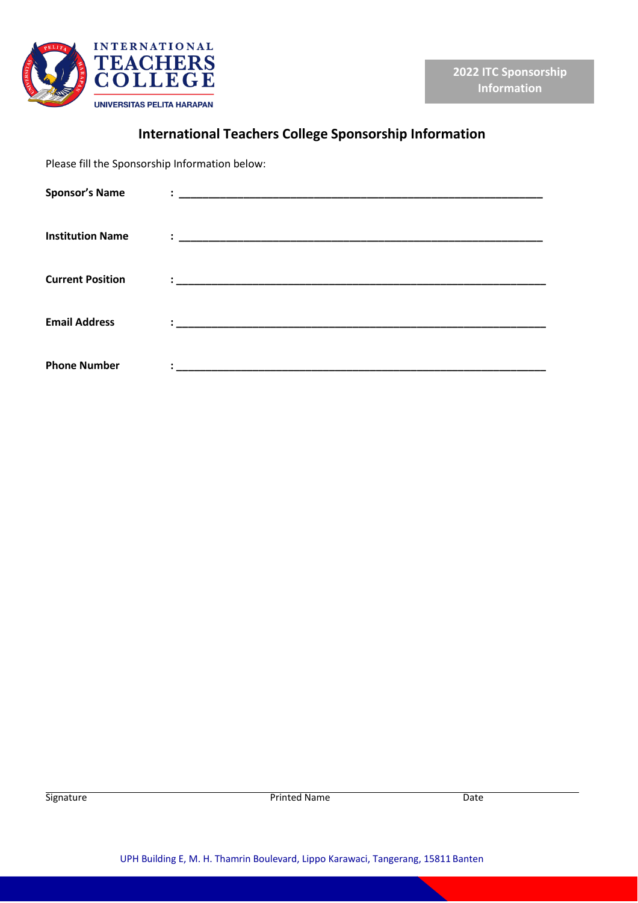2022 ITC Sponsorship Information

## International Teachers College Sponsorship Information

Please fill the Sponsorship Information below:

**Sponsor's Name** : ______________________________________________________________

**Institution Name** : ______________________________________________________________

**Current Position** : ______________________________________________________________

**Email Address** : ______________________________________________________________

**Phone Number** : ______________________________________________________________

_____________________________________________________________________________________

Signature                                        Printed Name                                        Date

UPH Building E, M. H. Thamrin Boulevard, Lippo Karawaci, Tangerang, 15811 Banten